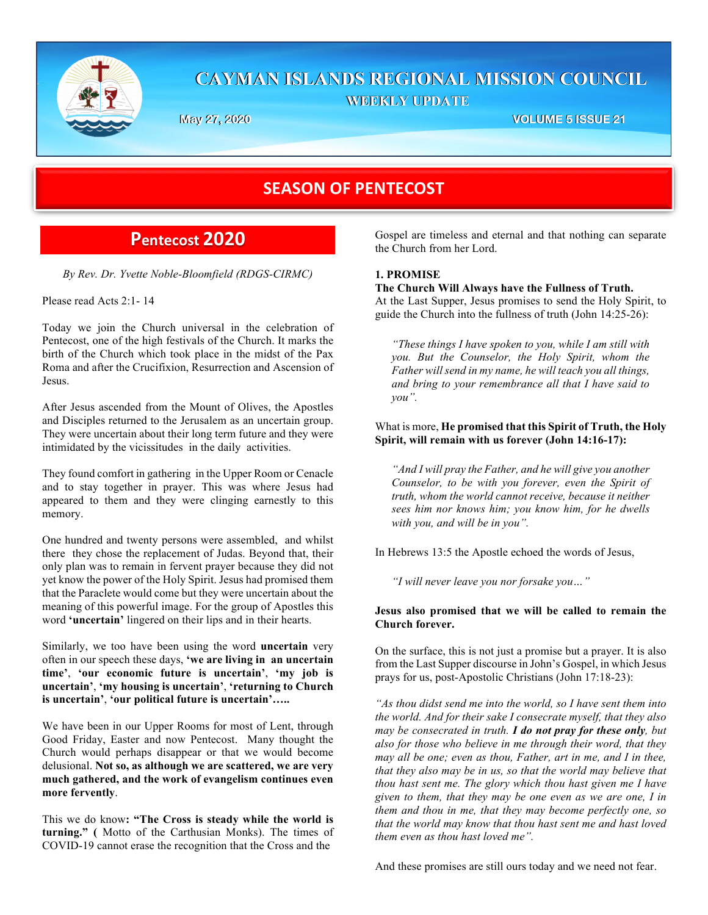# CAYMAN ISLANDS REGIONAL MISSION COUNCIL

WEEKLY UPDATE

May 27, 2020 VOLUME 5 ISSUE 21

## SEASON OF PENTECOST

## Pentecost 2020

*By Rev. Dr. Yvette Noble-Bloomfield (RDGS-CIRMC)*

Please read Acts 2:1- 14

Today we join the Church universal in the celebration of Pentecost, one of the high festivals of the Church. It marks the birth of the Church which took place in the midst of the Pax Roma and after the Crucifixion, Resurrection and Ascension of Jesus.

After Jesus ascended from the Mount of Olives, the Apostles and Disciples returned to the Jerusalem as an uncertain group. They were uncertain about their long term future and they were intimidated by the vicissitudes in the daily activities.

They found comfort in gathering in the Upper Room or Cenacle and to stay together in prayer. This was where Jesus had appeared to them and they were clinging earnestly to this memory.

One hundred and twenty persons were assembled, and whilst there they chose the replacement of Judas. Beyond that, their only plan was to remain in fervent prayer because they did not yet know the power of the Holy Spirit. Jesus had promised them that the Paraclete would come but they were uncertain about the meaning of this powerful image. For the group of Apostles this word **'uncertain'** lingered on their lips and in their hearts.

Similarly, we too have been using the word **uncertain** very often in our speech these days, **'we are living in an uncertain time'**, **'our economic future is uncertain'**, **'my job is uncertain'**, **'my housing is uncertain'**, **'returning to Church is uncertain'**, **'our political future is uncertain'…..**

We have been in our Upper Rooms for most of Lent, through Good Friday, Easter and now Pentecost. Many thought the Church would perhaps disappear or that we would become delusional. **Not so, as although we are scattered, we are very much gathered, and the work of evangelism continues even more fervently**.

This we do know**: "The Cross is steady while the world is turning." (** Motto of the Carthusian Monks). The times of COVID-19 cannot erase the recognition that the Cross and the Gospel are timeless and eternal and that nothing can separate the Church from her Lord.

**1. PROMISE**

**The Church Will Always have the Fullness of Truth.**

At the Last Supper, Jesus promises to send the Holy Spirit, to guide the Church into the fullness of truth (John 14:25-26):

> *"These things I have spoken to you, while I am still with you. But the Counselor, the Holy Spirit, whom the Father will send in my name, he will teach you all things, and bring to your remembrance all that I have said to you".*

What is more, **He promised that this Spirit of Truth, the Holy Spirit, will remain with us forever (John 14:16-17):**

> *"And I will pray the Father, and he will give you another Counselor, to be with you forever, even the Spirit of truth, whom the world cannot receive, because it neither sees him nor knows him; you know him, for he dwells with you, and will be in you".*

In Hebrews 13:5 the Apostle echoed the words of Jesus,

> *"I will never leave you nor forsake you…"*

**Jesus also promised that we will be called to remain the Church forever.**

On the surface, this is not just a promise but a prayer. It is also from the Last Supper discourse in John's Gospel, in which Jesus prays for us, post-Apostolic Christians (John 17:18-23):

*"As thou didst send me into the world, so I have sent them into the world. And for their sake I consecrate myself, that they also may be consecrated in truth. **I do not pray for these only**, but also for those who believe in me through their word, that they may all be one; even as thou, Father, art in me, and I in thee, that they also may be in us, so that the world may believe that thou hast sent me. The glory which thou hast given me I have given to them, that they may be one even as we are one, I in them and thou in me, that they may become perfectly one, so that the world may know that thou hast sent me and hast loved them even as thou hast loved me".*

And these promises are still ours today and we need not fear.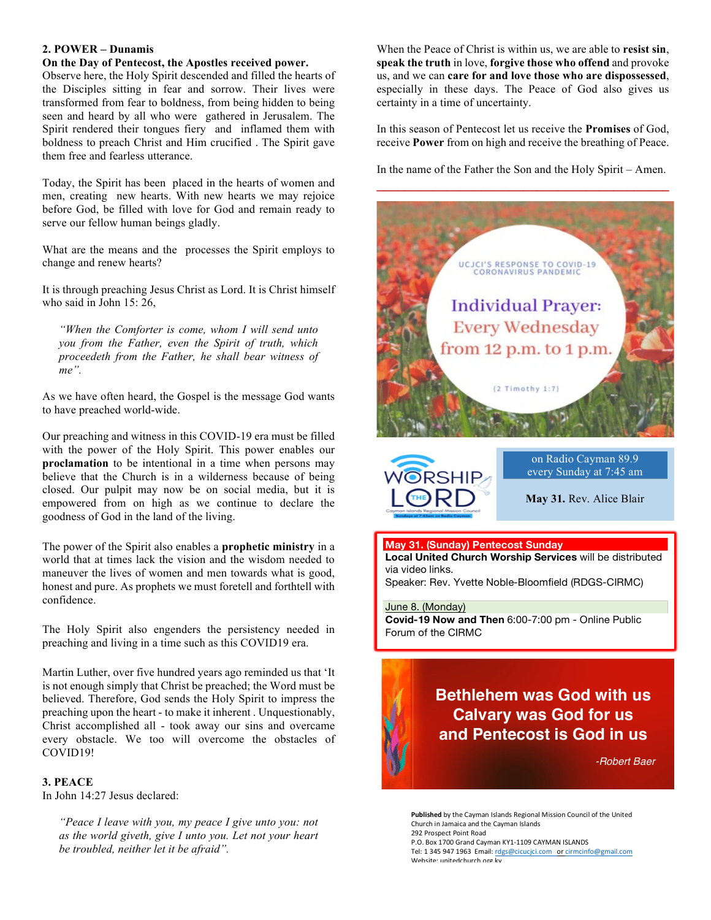## 2. POWER – Dunamis

**On the Day of Pentecost, the Apostles received power.**

Observe here, the Holy Spirit descended and filled the hearts of the Disciples sitting in fear and sorrow. Their lives were transformed from fear to boldness, from being hidden to being seen and heard by all who were gathered in Jerusalem. The Spirit rendered their tongues fiery and inflamed them with boldness to preach Christ and Him crucified . The Spirit gave them free and fearless utterance.

Today, the Spirit has been placed in the hearts of women and men, creating new hearts. With new hearts we may rejoice before God, be filled with love for God and remain ready to serve our fellow human beings gladly.

What are the means and the processes the Spirit employs to change and renew hearts?

It is through preaching Jesus Christ as Lord. It is Christ himself who said in John 15: 26,

> *"When the Comforter is come, whom I will send unto you from the Father, even the Spirit of truth, which proceedeth from the Father, he shall bear witness of me".*

As we have often heard, the Gospel is the message God wants to have preached world-wide.

Our preaching and witness in this COVID-19 era must be filled with the power of the Holy Spirit. This power enables our **proclamation** to be intentional in a time when persons may believe that the Church is in a wilderness because of being closed. Our pulpit may now be on social media, but it is empowered from on high as we continue to declare the goodness of God in the land of the living.

The power of the Spirit also enables a **prophetic ministry** in a world that at times lack the vision and the wisdom needed to maneuver the lives of women and men towards what is good, honest and pure. As prophets we must foretell and forthtell with confidence.

The Holy Spirit also engenders the persistency needed in preaching and living in a time such as this COVID19 era.

Martin Luther, over five hundred years ago reminded us that 'It is not enough simply that Christ be preached; the Word must be believed. Therefore, God sends the Holy Spirit to impress the preaching upon the heart - to make it inherent . Unquestionably, Christ accomplished all - took away our sins and overcame every obstacle. We too will overcome the obstacles of COVID19!

## 3. PEACE

In John 14:27 Jesus declared:

> *"Peace I leave with you, my peace I give unto you: not as the world giveth, give I unto you. Let not your heart be troubled, neither let it be afraid".*

When the Peace of Christ is within us, we are able to **resist sin**, **speak the truth** in love, **forgive those who offend** and provoke us, and we can **care for and love those who are dispossessed**, especially in these days. The Peace of God also gives us certainty in a time of uncertainty.

In this season of Pentecost let us receive the **Promises** of God, receive **Power** from on high and receive the breathing of Peace.

In the name of the Father the Son and the Holy Spirit – Amen.

---

UCJCI'S RESPONSE TO COVID-19 CORONAVIRUS PANDEMIC

**Individual Prayer: Every Wednesday from 12 p.m. to 1 p.m.**

(2 Timothy 1:7)

---

WORSHIP THE LORD

Cayman Islands Regional Mission Council

Sundays at 7:45am on Radio Cayman

on Radio Cayman 89.9 every Sunday at 7:45 am

**May 31.** Rev. Alice Blair

---

**May 31. (Sunday) Pentecost Sunday**

**Local United Church Worship Services** will be distributed via video links.

Speaker: Rev. Yvette Noble-Bloomfield (RDGS-CIRMC)

June 8. (Monday)

**Covid-19 Now and Then** 6:00-7:00 pm - Online Public Forum of the CIRMC

---

**Bethlehem was God with us**
**Calvary was God for us**
**and Pentecost is God in us**

*-Robert Baer*

---

**Published** by the Cayman Islands Regional Mission Council of the United Church in Jamaica and the Cayman Islands
292 Prospect Point Road
P.O. Box 1700 Grand Cayman KY1-1109 CAYMAN ISLANDS
Tel: 1 345 947 1963 Email: rdgs@cicucjci.com or cirmcinfo@gmail.com
Website: unitedchurch.org.ky